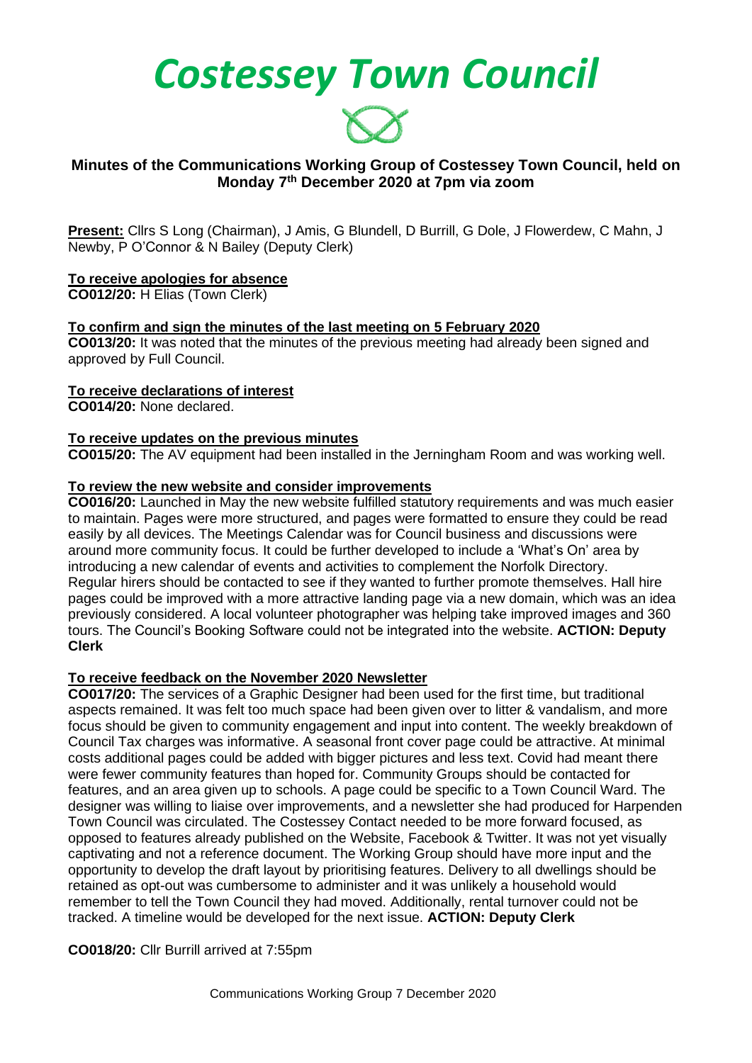# Costessey Town Council

## Minutes of the Communications Working Group of Costessey Town Council, held on Monday 7th December 2020 at 7pm via zoom

**Present:** Cllrs S Long (Chairman), J Amis, G Blundell, D Burrill, G Dole, J Flowerdew, C Mahn, J Newby, P O'Connor & N Bailey (Deputy Clerk)

**To receive apologies for absence**
**CO012/20:** H Elias (Town Clerk)

**To confirm and sign the minutes of the last meeting on 5 February 2020**
**CO013/20:** It was noted that the minutes of the previous meeting had already been signed and approved by Full Council.

**To receive declarations of interest**
**CO014/20:** None declared.

**To receive updates on the previous minutes**
**CO015/20:** The AV equipment had been installed in the Jerningham Room and was working well.

**To review the new website and consider improvements**
**CO016/20:** Launched in May the new website fulfilled statutory requirements and was much easier to maintain. Pages were more structured, and pages were formatted to ensure they could be read easily by all devices. The Meetings Calendar was for Council business and discussions were around more community focus. It could be further developed to include a 'What's On' area by introducing a new calendar of events and activities to complement the Norfolk Directory. Regular hirers should be contacted to see if they wanted to further promote themselves. Hall hire pages could be improved with a more attractive landing page via a new domain, which was an idea previously considered. A local volunteer photographer was helping take improved images and 360 tours. The Council's Booking Software could not be integrated into the website. **ACTION: Deputy Clerk**

**To receive feedback on the November 2020 Newsletter**
**CO017/20:** The services of a Graphic Designer had been used for the first time, but traditional aspects remained. It was felt too much space had been given over to litter & vandalism, and more focus should be given to community engagement and input into content. The weekly breakdown of Council Tax charges was informative. A seasonal front cover page could be attractive. At minimal costs additional pages could be added with bigger pictures and less text. Covid had meant there were fewer community features than hoped for. Community Groups should be contacted for features, and an area given up to schools. A page could be specific to a Town Council Ward. The designer was willing to liaise over improvements, and a newsletter she had produced for Harpenden Town Council was circulated. The Costessey Contact needed to be more forward focused, as opposed to features already published on the Website, Facebook & Twitter. It was not yet visually captivating and not a reference document. The Working Group should have more input and the opportunity to develop the draft layout by prioritising features. Delivery to all dwellings should be retained as opt-out was cumbersome to administer and it was unlikely a household would remember to tell the Town Council they had moved. Additionally, rental turnover could not be tracked. A timeline would be developed for the next issue. **ACTION: Deputy Clerk**

**CO018/20:** Cllr Burrill arrived at 7:55pm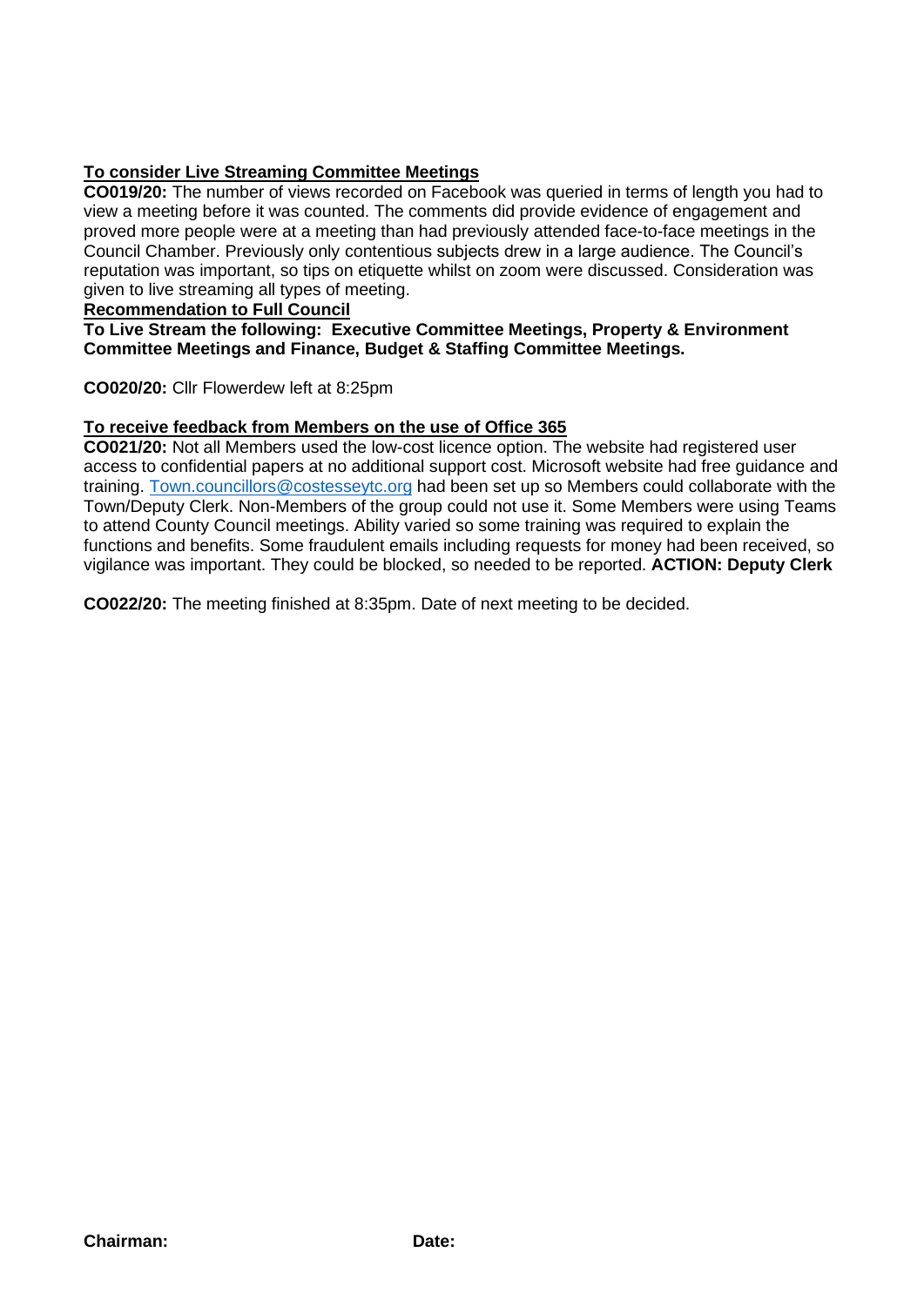**To consider Live Streaming Committee Meetings**

**CO019/20:** The number of views recorded on Facebook was queried in terms of length you had to view a meeting before it was counted. The comments did provide evidence of engagement and proved more people were at a meeting than had previously attended face-to-face meetings in the Council Chamber. Previously only contentious subjects drew in a large audience. The Council's reputation was important, so tips on etiquette whilst on zoom were discussed. Consideration was given to live streaming all types of meeting.

**Recommendation to Full Council**

**To Live Stream the following: Executive Committee Meetings, Property & Environment Committee Meetings and Finance, Budget & Staffing Committee Meetings.**

**CO020/20:** Cllr Flowerdew left at 8:25pm

**To receive feedback from Members on the use of Office 365**

**CO021/20:** Not all Members used the low-cost licence option. The website had registered user access to confidential papers at no additional support cost. Microsoft website had free guidance and training. Town.councillors@costesseytc.org had been set up so Members could collaborate with the Town/Deputy Clerk. Non-Members of the group could not use it. Some Members were using Teams to attend County Council meetings. Ability varied so some training was required to explain the functions and benefits. Some fraudulent emails including requests for money had been received, so vigilance was important. They could be blocked, so needed to be reported. **ACTION: Deputy Clerk**

**CO022/20:** The meeting finished at 8:35pm. Date of next meeting to be decided.

**Chairman:** **Date:**